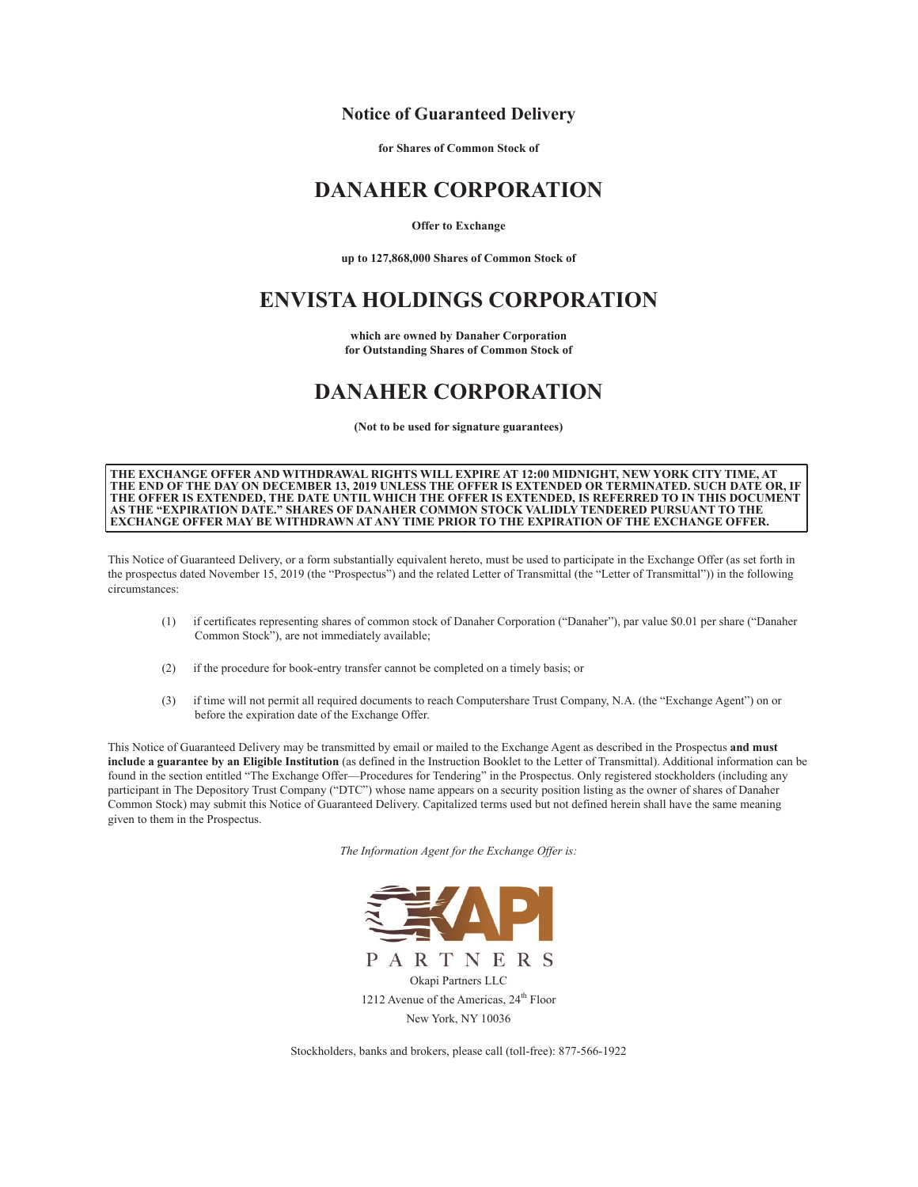# Notice of Guaranteed Delivery

**for Shares of Common Stock of**

# DANAHER CORPORATION

**Offer to Exchange**

**up to 127,868,000 Shares of Common Stock of**

# ENVISTA HOLDINGS CORPORATION

**which are owned by Danaher Corporation**
**for Outstanding Shares of Common Stock of**

# DANAHER CORPORATION

**(Not to be used for signature guarantees)**

**THE EXCHANGE OFFER AND WITHDRAWAL RIGHTS WILL EXPIRE AT 12:00 MIDNIGHT, NEW YORK CITY TIME, AT THE END OF THE DAY ON DECEMBER 13, 2019 UNLESS THE OFFER IS EXTENDED OR TERMINATED. SUCH DATE OR, IF THE OFFER IS EXTENDED, THE DATE UNTIL WHICH THE OFFER IS EXTENDED, IS REFERRED TO IN THIS DOCUMENT AS THE "EXPIRATION DATE." SHARES OF DANAHER COMMON STOCK VALIDLY TENDERED PURSUANT TO THE EXCHANGE OFFER MAY BE WITHDRAWN AT ANY TIME PRIOR TO THE EXPIRATION OF THE EXCHANGE OFFER.**

This Notice of Guaranteed Delivery, or a form substantially equivalent hereto, must be used to participate in the Exchange Offer (as set forth in the prospectus dated November 15, 2019 (the "Prospectus") and the related Letter of Transmittal (the "Letter of Transmittal")) in the following circumstances:

(1) if certificates representing shares of common stock of Danaher Corporation ("Danaher"), par value $0.01 per share ("Danaher Common Stock"), are not immediately available;

(2) if the procedure for book-entry transfer cannot be completed on a timely basis; or

(3) if time will not permit all required documents to reach Computershare Trust Company, N.A. (the "Exchange Agent") on or before the expiration date of the Exchange Offer.

This Notice of Guaranteed Delivery may be transmitted by email or mailed to the Exchange Agent as described in the Prospectus **and must include a guarantee by an Eligible Institution** (as defined in the Instruction Booklet to the Letter of Transmittal). Additional information can be found in the section entitled "The Exchange Offer—Procedures for Tendering" in the Prospectus. Only registered stockholders (including any participant in The Depository Trust Company ("DTC") whose name appears on a security position listing as the owner of shares of Danaher Common Stock) may submit this Notice of Guaranteed Delivery. Capitalized terms used but not defined herein shall have the same meaning given to them in the Prospectus.

*The Information Agent for the Exchange Offer is:*

OKAPI PARTNERS

Okapi Partners LLC
1212 Avenue of the Americas, 24th Floor
New York, NY 10036

Stockholders, banks and brokers, please call (toll-free): 877-566-1922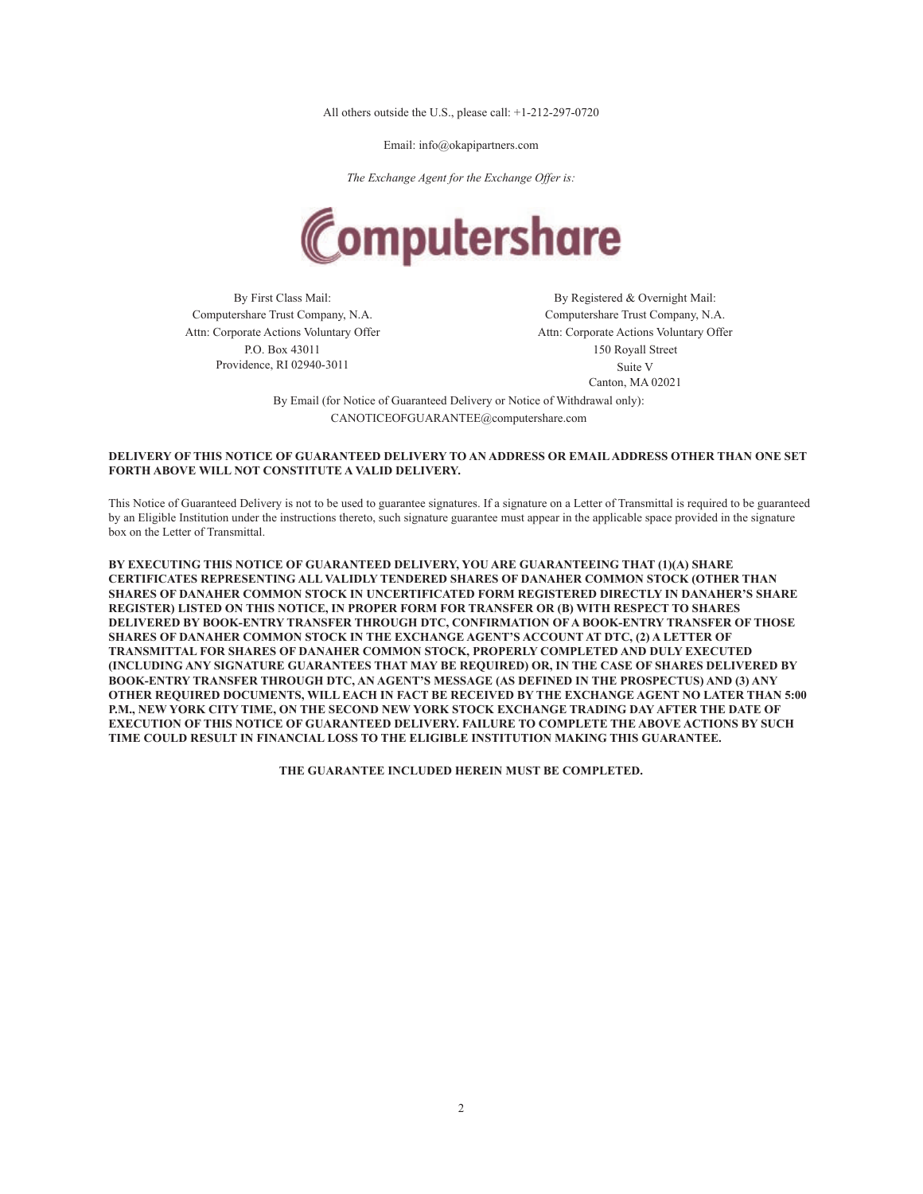All others outside the U.S., please call: +1-212-297-0720

Email: info@okapipartners.com

*The Exchange Agent for the Exchange Offer is:*

Computershare

By First Class Mail:
Computershare Trust Company, N.A.
Attn: Corporate Actions Voluntary Offer
P.O. Box 43011
Providence, RI 02940-3011

By Registered & Overnight Mail:
Computershare Trust Company, N.A.
Attn: Corporate Actions Voluntary Offer
150 Royall Street
Suite V
Canton, MA 02021

By Email (for Notice of Guaranteed Delivery or Notice of Withdrawal only):
CANOTICEOFGUARANTEE@computershare.com

**DELIVERY OF THIS NOTICE OF GUARANTEED DELIVERY TO AN ADDRESS OR EMAIL ADDRESS OTHER THAN ONE SET FORTH ABOVE WILL NOT CONSTITUTE A VALID DELIVERY.**

This Notice of Guaranteed Delivery is not to be used to guarantee signatures. If a signature on a Letter of Transmittal is required to be guaranteed by an Eligible Institution under the instructions thereto, such signature guarantee must appear in the applicable space provided in the signature box on the Letter of Transmittal.

**BY EXECUTING THIS NOTICE OF GUARANTEED DELIVERY, YOU ARE GUARANTEEING THAT (1)(A) SHARE CERTIFICATES REPRESENTING ALL VALIDLY TENDERED SHARES OF DANAHER COMMON STOCK (OTHER THAN SHARES OF DANAHER COMMON STOCK IN UNCERTIFICATED FORM REGISTERED DIRECTLY IN DANAHER'S SHARE REGISTER) LISTED ON THIS NOTICE, IN PROPER FORM FOR TRANSFER OR (B) WITH RESPECT TO SHARES DELIVERED BY BOOK-ENTRY TRANSFER THROUGH DTC, CONFIRMATION OF A BOOK-ENTRY TRANSFER OF THOSE SHARES OF DANAHER COMMON STOCK IN THE EXCHANGE AGENT'S ACCOUNT AT DTC, (2) A LETTER OF TRANSMITTAL FOR SHARES OF DANAHER COMMON STOCK, PROPERLY COMPLETED AND DULY EXECUTED (INCLUDING ANY SIGNATURE GUARANTEES THAT MAY BE REQUIRED) OR, IN THE CASE OF SHARES DELIVERED BY BOOK-ENTRY TRANSFER THROUGH DTC, AN AGENT'S MESSAGE (AS DEFINED IN THE PROSPECTUS) AND (3) ANY OTHER REQUIRED DOCUMENTS, WILL EACH IN FACT BE RECEIVED BY THE EXCHANGE AGENT NO LATER THAN 5:00 P.M., NEW YORK CITY TIME, ON THE SECOND NEW YORK STOCK EXCHANGE TRADING DAY AFTER THE DATE OF EXECUTION OF THIS NOTICE OF GUARANTEED DELIVERY. FAILURE TO COMPLETE THE ABOVE ACTIONS BY SUCH TIME COULD RESULT IN FINANCIAL LOSS TO THE ELIGIBLE INSTITUTION MAKING THIS GUARANTEE.**

**THE GUARANTEE INCLUDED HEREIN MUST BE COMPLETED.**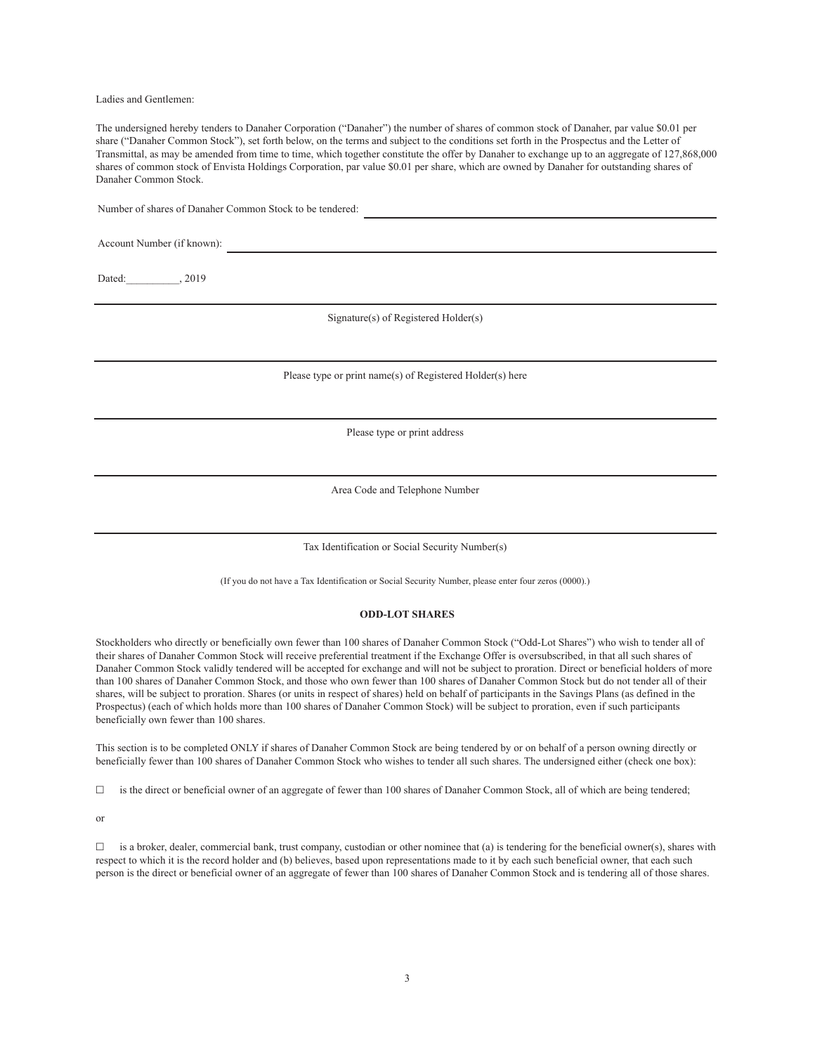Ladies and Gentlemen:

The undersigned hereby tenders to Danaher Corporation ("Danaher") the number of shares of common stock of Danaher, par value $0.01 per share ("Danaher Common Stock"), set forth below, on the terms and subject to the conditions set forth in the Prospectus and the Letter of Transmittal, as may be amended from time to time, which together constitute the offer by Danaher to exchange up to an aggregate of 127,868,000 shares of common stock of Envista Holdings Corporation, par value $0.01 per share, which are owned by Danaher for outstanding shares of Danaher Common Stock.

Number of shares of Danaher Common Stock to be tendered: ______________________________

Account Number (if known): ______________________________

Dated:__________, 2019

______________________________

Signature(s) of Registered Holder(s)

______________________________

Please type or print name(s) of Registered Holder(s) here

______________________________

Please type or print address

______________________________

Area Code and Telephone Number

______________________________

Tax Identification or Social Security Number(s)

(If you do not have a Tax Identification or Social Security Number, please enter four zeros (0000).)

**ODD-LOT SHARES**

Stockholders who directly or beneficially own fewer than 100 shares of Danaher Common Stock ("Odd-Lot Shares") who wish to tender all of their shares of Danaher Common Stock will receive preferential treatment if the Exchange Offer is oversubscribed, in that all such shares of Danaher Common Stock validly tendered will be accepted for exchange and will not be subject to proration. Direct or beneficial holders of more than 100 shares of Danaher Common Stock, and those who own fewer than 100 shares of Danaher Common Stock but do not tender all of their shares, will be subject to proration. Shares (or units in respect of shares) held on behalf of participants in the Savings Plans (as defined in the Prospectus) (each of which holds more than 100 shares of Danaher Common Stock) will be subject to proration, even if such participants beneficially own fewer than 100 shares.

This section is to be completed ONLY if shares of Danaher Common Stock are being tendered by or on behalf of a person owning directly or beneficially fewer than 100 shares of Danaher Common Stock who wishes to tender all such shares. The undersigned either (check one box):

☐ is the direct or beneficial owner of an aggregate of fewer than 100 shares of Danaher Common Stock, all of which are being tendered;

or

☐ is a broker, dealer, commercial bank, trust company, custodian or other nominee that (a) is tendering for the beneficial owner(s), shares with respect to which it is the record holder and (b) believes, based upon representations made to it by each such beneficial owner, that each such person is the direct or beneficial owner of an aggregate of fewer than 100 shares of Danaher Common Stock and is tendering all of those shares.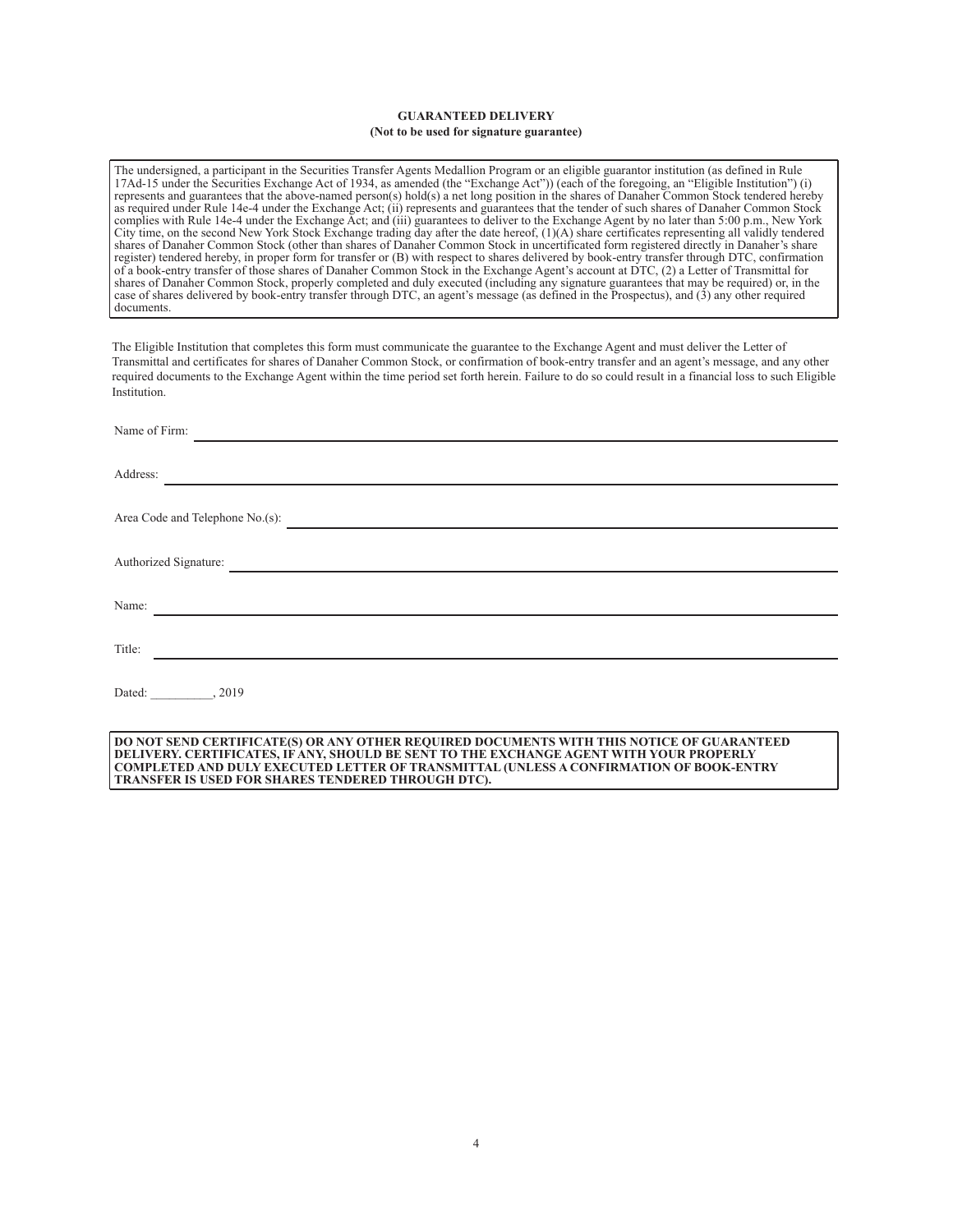**GUARANTEED DELIVERY**
**(Not to be used for signature guarantee)**

The undersigned, a participant in the Securities Transfer Agents Medallion Program or an eligible guarantor institution (as defined in Rule 17Ad-15 under the Securities Exchange Act of 1934, as amended (the "Exchange Act")) (each of the foregoing, an "Eligible Institution") (i) represents and guarantees that the above-named person(s) hold(s) a net long position in the shares of Danaher Common Stock tendered hereby as required under Rule 14e-4 under the Exchange Act; (ii) represents and guarantees that the tender of such shares of Danaher Common Stock complies with Rule 14e-4 under the Exchange Act; and (iii) guarantees to deliver to the Exchange Agent by no later than 5:00 p.m., New York City time, on the second New York Stock Exchange trading day after the date hereof, (1)(A) share certificates representing all validly tendered shares of Danaher Common Stock (other than shares of Danaher Common Stock in uncertificated form registered directly in Danaher's share register) tendered hereby, in proper form for transfer or (B) with respect to shares delivered by book-entry transfer through DTC, confirmation of a book-entry transfer of those shares of Danaher Common Stock in the Exchange Agent's account at DTC, (2) a Letter of Transmittal for shares of Danaher Common Stock, properly completed and duly executed (including any signature guarantees that may be required) or, in the case of shares delivered by book-entry transfer through DTC, an agent's message (as defined in the Prospectus), and (3) any other required documents.

The Eligible Institution that completes this form must communicate the guarantee to the Exchange Agent and must deliver the Letter of Transmittal and certificates for shares of Danaher Common Stock, or confirmation of book-entry transfer and an agent's message, and any other required documents to the Exchange Agent within the time period set forth herein. Failure to do so could result in a financial loss to such Eligible Institution.

Name of Firm: \_\_\_\_\_\_\_\_\_\_\_\_\_\_\_\_\_\_\_\_\_\_\_\_\_\_\_\_\_\_\_\_\_\_\_\_\_\_\_\_\_\_

Address: \_\_\_\_\_\_\_\_\_\_\_\_\_\_\_\_\_\_\_\_\_\_\_\_\_\_\_\_\_\_\_\_\_\_\_\_\_\_\_\_\_\_

Area Code and Telephone No.(s): \_\_\_\_\_\_\_\_\_\_\_\_\_\_\_\_\_\_\_\_\_\_\_\_\_\_\_\_\_\_\_\_\_\_\_\_\_\_\_\_\_\_

Authorized Signature: \_\_\_\_\_\_\_\_\_\_\_\_\_\_\_\_\_\_\_\_\_\_\_\_\_\_\_\_\_\_\_\_\_\_\_\_\_\_\_\_\_\_

Name: \_\_\_\_\_\_\_\_\_\_\_\_\_\_\_\_\_\_\_\_\_\_\_\_\_\_\_\_\_\_\_\_\_\_\_\_\_\_\_\_\_\_

Title: \_\_\_\_\_\_\_\_\_\_\_\_\_\_\_\_\_\_\_\_\_\_\_\_\_\_\_\_\_\_\_\_\_\_\_\_\_\_\_\_\_\_

Dated: \_\_\_\_\_\_\_\_\_\_, 2019

**DO NOT SEND CERTIFICATE(S) OR ANY OTHER REQUIRED DOCUMENTS WITH THIS NOTICE OF GUARANTEED DELIVERY. CERTIFICATES, IF ANY, SHOULD BE SENT TO THE EXCHANGE AGENT WITH YOUR PROPERLY COMPLETED AND DULY EXECUTED LETTER OF TRANSMITTAL (UNLESS A CONFIRMATION OF BOOK-ENTRY TRANSFER IS USED FOR SHARES TENDERED THROUGH DTC).**